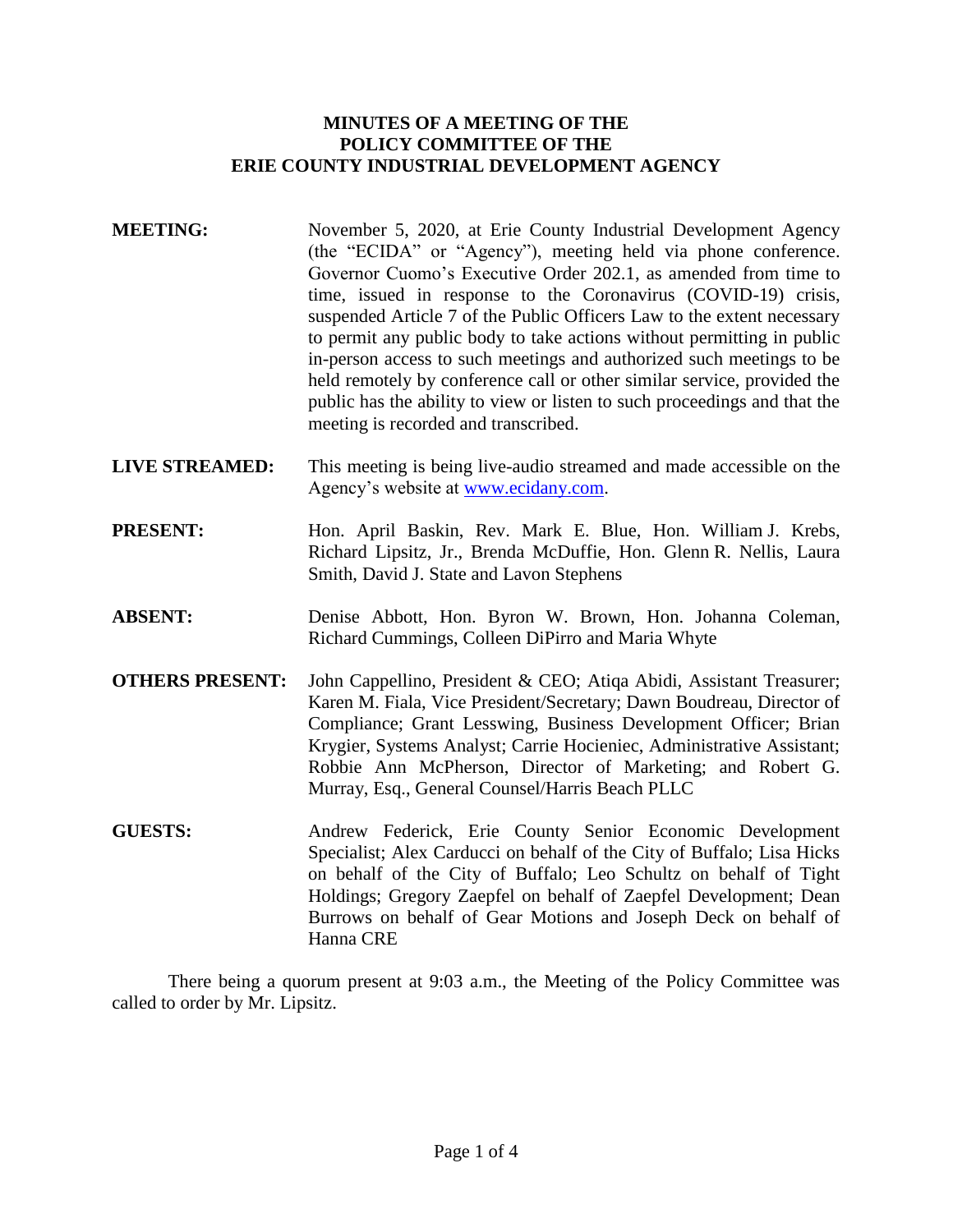# MINUTES OF A MEETING OF THE POLICY COMMITTEE OF THE ERIE COUNTY INDUSTRIAL DEVELOPMENT AGENCY

**MEETING:** November 5, 2020, at Erie County Industrial Development Agency (the "ECIDA" or "Agency"), meeting held via phone conference. Governor Cuomo's Executive Order 202.1, as amended from time to time, issued in response to the Coronavirus (COVID-19) crisis, suspended Article 7 of the Public Officers Law to the extent necessary to permit any public body to take actions without permitting in public in-person access to such meetings and authorized such meetings to be held remotely by conference call or other similar service, provided the public has the ability to view or listen to such proceedings and that the meeting is recorded and transcribed.

**LIVE STREAMED:** This meeting is being live-audio streamed and made accessible on the Agency's website at www.ecidany.com.

**PRESENT:** Hon. April Baskin, Rev. Mark E. Blue, Hon. William J. Krebs, Richard Lipsitz, Jr., Brenda McDuffie, Hon. Glenn R. Nellis, Laura Smith, David J. State and Lavon Stephens

**ABSENT:** Denise Abbott, Hon. Byron W. Brown, Hon. Johanna Coleman, Richard Cummings, Colleen DiPirro and Maria Whyte

**OTHERS PRESENT:** John Cappellino, President & CEO; Atiqa Abidi, Assistant Treasurer; Karen M. Fiala, Vice President/Secretary; Dawn Boudreau, Director of Compliance; Grant Lesswing, Business Development Officer; Brian Krygier, Systems Analyst; Carrie Hocieniec, Administrative Assistant; Robbie Ann McPherson, Director of Marketing; and Robert G. Murray, Esq., General Counsel/Harris Beach PLLC

**GUESTS:** Andrew Federick, Erie County Senior Economic Development Specialist; Alex Carducci on behalf of the City of Buffalo; Lisa Hicks on behalf of the City of Buffalo; Leo Schultz on behalf of Tight Holdings; Gregory Zaepfel on behalf of Zaepfel Development; Dean Burrows on behalf of Gear Motions and Joseph Deck on behalf of Hanna CRE

There being a quorum present at 9:03 a.m., the Meeting of the Policy Committee was called to order by Mr. Lipsitz.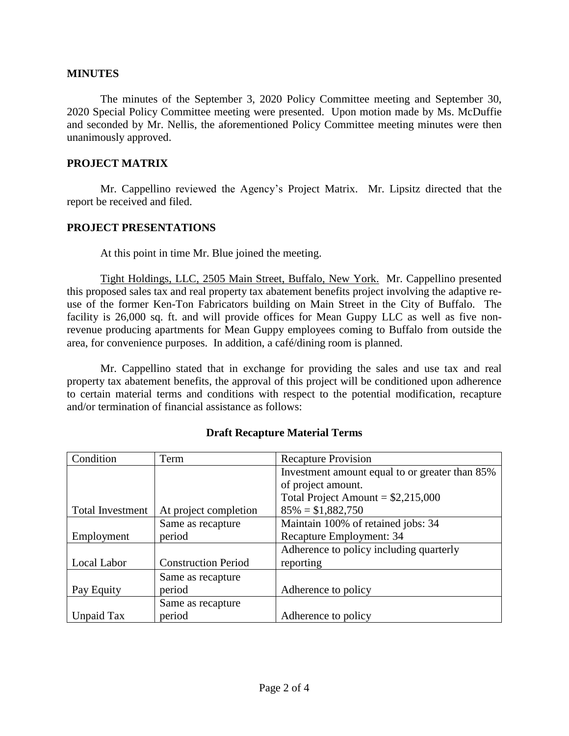## MINUTES

The minutes of the September 3, 2020 Policy Committee meeting and September 30, 2020 Special Policy Committee meeting were presented. Upon motion made by Ms. McDuffie and seconded by Mr. Nellis, the aforementioned Policy Committee meeting minutes were then unanimously approved.

## PROJECT MATRIX

Mr. Cappellino reviewed the Agency's Project Matrix. Mr. Lipsitz directed that the report be received and filed.

## PROJECT PRESENTATIONS

At this point in time Mr. Blue joined the meeting.

Tight Holdings, LLC, 2505 Main Street, Buffalo, New York. Mr. Cappellino presented this proposed sales tax and real property tax abatement benefits project involving the adaptive re-use of the former Ken-Ton Fabricators building on Main Street in the City of Buffalo. The facility is 26,000 sq. ft. and will provide offices for Mean Guppy LLC as well as five non-revenue producing apartments for Mean Guppy employees coming to Buffalo from outside the area, for convenience purposes. In addition, a café/dining room is planned.

Mr. Cappellino stated that in exchange for providing the sales and use tax and real property tax abatement benefits, the approval of this project will be conditioned upon adherence to certain material terms and conditions with respect to the potential modification, recapture and/or termination of financial assistance as follows:

**Draft Recapture Material Terms**

| Condition | Term | Recapture Provision |
|---|---|---|
| Total Investment | At project completion | Investment amount equal to or greater than 85% of project amount. Total Project Amount = $2,215,000 85% = $1,882,750 |
| Employment | Same as recapture period | Maintain 100% of retained jobs: 34 Recapture Employment: 34 |
| Local Labor | Construction Period | Adherence to policy including quarterly reporting |
| Pay Equity | Same as recapture period | Adherence to policy |
| Unpaid Tax | Same as recapture period | Adherence to policy |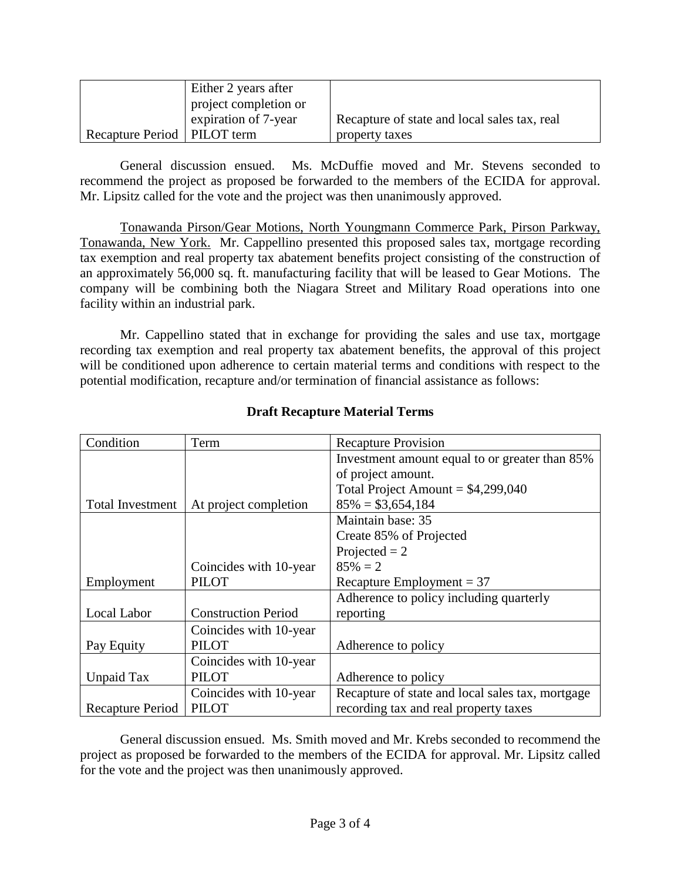| | | |
|---|---|---|
| Recapture Period | Either 2 years after project completion or expiration of 7-year PILOT term | Recapture of state and local sales tax, real property taxes |

General discussion ensued. Ms. McDuffie moved and Mr. Stevens seconded to recommend the project as proposed be forwarded to the members of the ECIDA for approval. Mr. Lipsitz called for the vote and the project was then unanimously approved.

Tonawanda Pirson/Gear Motions, North Youngmann Commerce Park, Pirson Parkway, Tonawanda, New York. Mr. Cappellino presented this proposed sales tax, mortgage recording tax exemption and real property tax abatement benefits project consisting of the construction of an approximately 56,000 sq. ft. manufacturing facility that will be leased to Gear Motions. The company will be combining both the Niagara Street and Military Road operations into one facility within an industrial park.

Mr. Cappellino stated that in exchange for providing the sales and use tax, mortgage recording tax exemption and real property tax abatement benefits, the approval of this project will be conditioned upon adherence to certain material terms and conditions with respect to the potential modification, recapture and/or termination of financial assistance as follows:

**Draft Recapture Material Terms**

| Condition | Term | Recapture Provision |
|---|---|---|
| Total Investment | At project completion | Investment amount equal to or greater than 85% of project amount.<br>Total Project Amount = $4,299,040<br>85% = $3,654,184 |
| Employment | Coincides with 10-year PILOT | Maintain base: 35<br>Create 85% of Projected<br>Projected = 2<br>85% = 2<br>Recapture Employment = 37 |
| Local Labor | Construction Period | Adherence to policy including quarterly reporting |
| Pay Equity | Coincides with 10-year PILOT | Adherence to policy |
| Unpaid Tax | Coincides with 10-year PILOT | Adherence to policy |
| Recapture Period | Coincides with 10-year PILOT | Recapture of state and local sales tax, mortgage recording tax and real property taxes |

General discussion ensued. Ms. Smith moved and Mr. Krebs seconded to recommend the project as proposed be forwarded to the members of the ECIDA for approval. Mr. Lipsitz called for the vote and the project was then unanimously approved.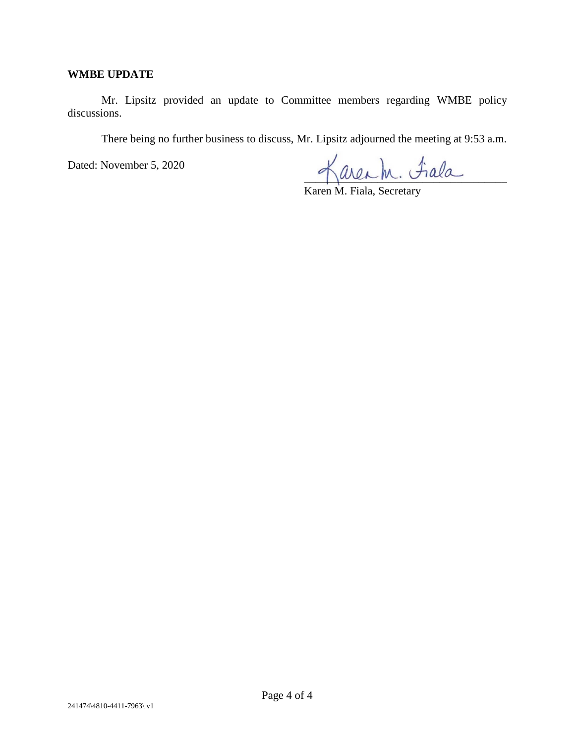**WMBE UPDATE**

Mr. Lipsitz provided an update to Committee members regarding WMBE policy discussions.

There being no further business to discuss, Mr. Lipsitz adjourned the meeting at 9:53 a.m.

Dated: November 5, 2020

Karen M. Fiala

Karen M. Fiala, Secretary

241474\4810-4411-7963\ v1